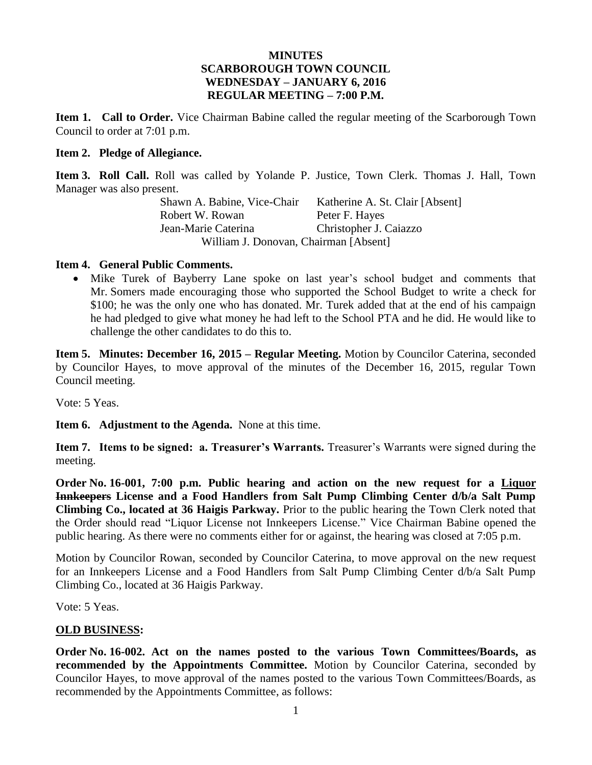**MINUTES**
**SCARBOROUGH TOWN COUNCIL**
**WEDNESDAY – JANUARY 6, 2016**
**REGULAR MEETING – 7:00 P.M.**

**Item 1. Call to Order.** Vice Chairman Babine called the regular meeting of the Scarborough Town Council to order at 7:01 p.m.

**Item 2. Pledge of Allegiance.**

**Item 3. Roll Call.** Roll was called by Yolande P. Justice, Town Clerk. Thomas J. Hall, Town Manager was also present.

| | |
|---|---|
| Shawn A. Babine, Vice-Chair | Katherine A. St. Clair [Absent] |
| Robert W. Rowan | Peter F. Hayes |
| Jean-Marie Caterina | Christopher J. Caiazzo |

William J. Donovan, Chairman [Absent]

**Item 4. General Public Comments.**

- Mike Turek of Bayberry Lane spoke on last year's school budget and comments that Mr. Somers made encouraging those who supported the School Budget to write a check for $100; he was the only one who has donated. Mr. Turek added that at the end of his campaign he had pledged to give what money he had left to the School PTA and he did. He would like to challenge the other candidates to do this to.

**Item 5. Minutes: December 16, 2015 – Regular Meeting.** Motion by Councilor Caterina, seconded by Councilor Hayes, to move approval of the minutes of the December 16, 2015, regular Town Council meeting.

Vote: 5 Yeas.

**Item 6. Adjustment to the Agenda.** None at this time.

**Item 7. Items to be signed: a. Treasurer's Warrants.** Treasurer's Warrants were signed during the meeting.

**Order No. 16-001, 7:00 p.m. Public hearing and action on the new request for a <u>Liquor</u> ~~Innkeepers~~ License and a Food Handlers from Salt Pump Climbing Center d/b/a Salt Pump Climbing Co., located at 36 Haigis Parkway.** Prior to the public hearing the Town Clerk noted that the Order should read "Liquor License not Innkeepers License." Vice Chairman Babine opened the public hearing. As there were no comments either for or against, the hearing was closed at 7:05 p.m.

Motion by Councilor Rowan, seconded by Councilor Caterina, to move approval on the new request for an Innkeepers License and a Food Handlers from Salt Pump Climbing Center d/b/a Salt Pump Climbing Co., located at 36 Haigis Parkway.

Vote: 5 Yeas.

**<u>OLD BUSINESS</u>:**

**Order No. 16-002. Act on the names posted to the various Town Committees/Boards, as recommended by the Appointments Committee.** Motion by Councilor Caterina, seconded by Councilor Hayes, to move approval of the names posted to the various Town Committees/Boards, as recommended by the Appointments Committee, as follows: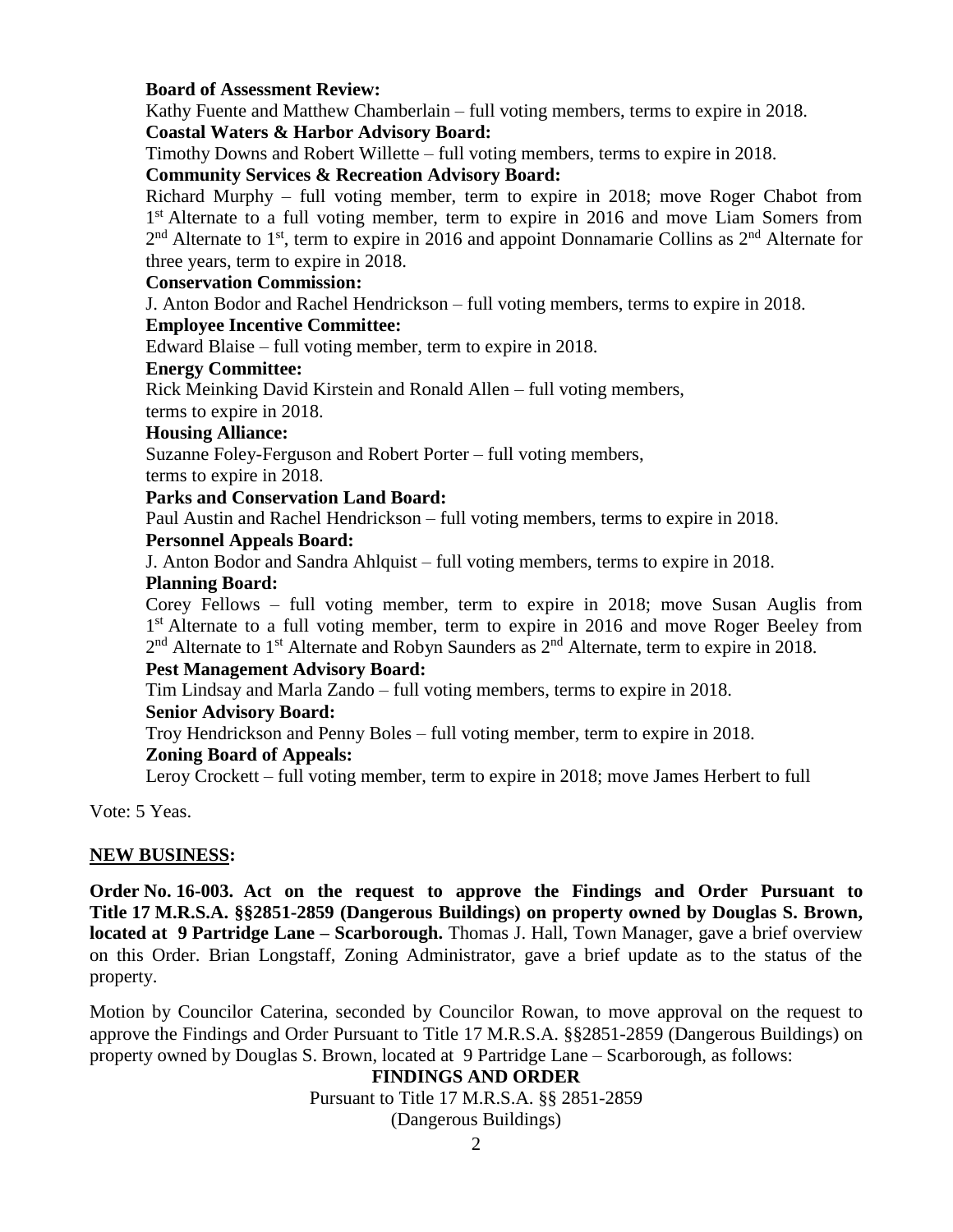**Board of Assessment Review:**
Kathy Fuente and Matthew Chamberlain – full voting members, terms to expire in 2018.
**Coastal Waters & Harbor Advisory Board:**
Timothy Downs and Robert Willette – full voting members, terms to expire in 2018.
**Community Services & Recreation Advisory Board:**
Richard Murphy – full voting member, term to expire in 2018; move Roger Chabot from 1st Alternate to a full voting member, term to expire in 2016 and move Liam Somers from 2nd Alternate to 1st, term to expire in 2016 and appoint Donnamarie Collins as 2nd Alternate for three years, term to expire in 2018.
**Conservation Commission:**
J. Anton Bodor and Rachel Hendrickson – full voting members, terms to expire in 2018.
**Employee Incentive Committee:**
Edward Blaise – full voting member, term to expire in 2018.
**Energy Committee:**
Rick Meinking David Kirstein and Ronald Allen – full voting members, terms to expire in 2018.
**Housing Alliance:**
Suzanne Foley-Ferguson and Robert Porter – full voting members, terms to expire in 2018.
**Parks and Conservation Land Board:**
Paul Austin and Rachel Hendrickson – full voting members, terms to expire in 2018.
**Personnel Appeals Board:**
J. Anton Bodor and Sandra Ahlquist – full voting members, terms to expire in 2018.
**Planning Board:**
Corey Fellows – full voting member, term to expire in 2018; move Susan Auglis from 1st Alternate to a full voting member, term to expire in 2016 and move Roger Beeley from 2nd Alternate to 1st Alternate and Robyn Saunders as 2nd Alternate, term to expire in 2018.
**Pest Management Advisory Board:**
Tim Lindsay and Marla Zando – full voting members, terms to expire in 2018.
**Senior Advisory Board:**
Troy Hendrickson and Penny Boles – full voting member, term to expire in 2018.
**Zoning Board of Appeals:**
Leroy Crockett – full voting member, term to expire in 2018; move James Herbert to full

Vote: 5 Yeas.

**NEW BUSINESS:**

**Order No. 16-003. Act on the request to approve the Findings and Order Pursuant to Title 17 M.R.S.A. §§2851-2859 (Dangerous Buildings) on property owned by Douglas S. Brown, located at 9 Partridge Lane – Scarborough.** Thomas J. Hall, Town Manager, gave a brief overview on this Order. Brian Longstaff, Zoning Administrator, gave a brief update as to the status of the property.

Motion by Councilor Caterina, seconded by Councilor Rowan, to move approval on the request to approve the Findings and Order Pursuant to Title 17 M.R.S.A. §§2851-2859 (Dangerous Buildings) on property owned by Douglas S. Brown, located at 9 Partridge Lane – Scarborough, as follows:

**FINDINGS AND ORDER**

Pursuant to Title 17 M.R.S.A. §§ 2851-2859
(Dangerous Buildings)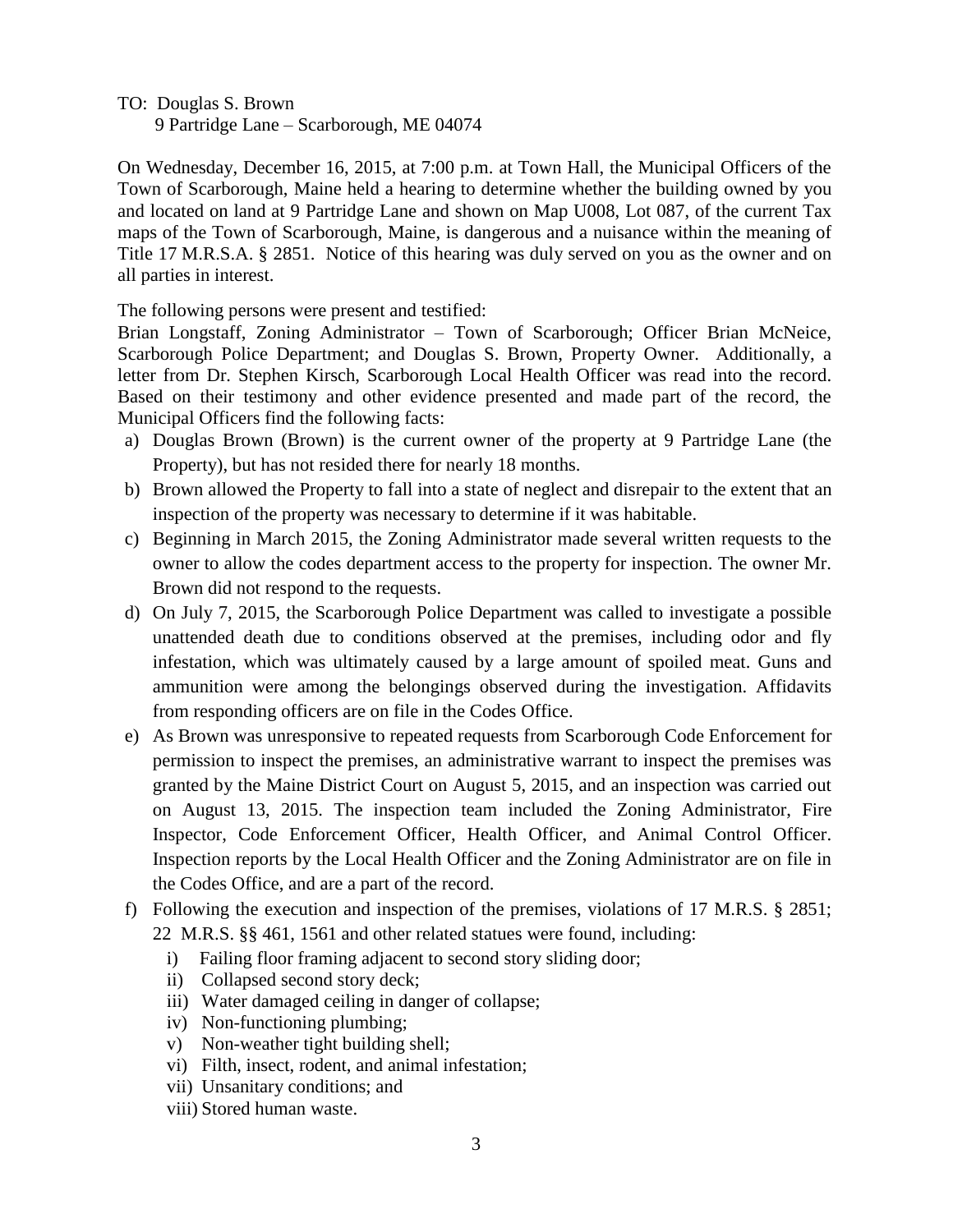TO: Douglas S. Brown
9 Partridge Lane – Scarborough, ME 04074

On Wednesday, December 16, 2015, at 7:00 p.m. at Town Hall, the Municipal Officers of the Town of Scarborough, Maine held a hearing to determine whether the building owned by you and located on land at 9 Partridge Lane and shown on Map U008, Lot 087, of the current Tax maps of the Town of Scarborough, Maine, is dangerous and a nuisance within the meaning of Title 17 M.R.S.A. § 2851. Notice of this hearing was duly served on you as the owner and on all parties in interest.

The following persons were present and testified:
Brian Longstaff, Zoning Administrator – Town of Scarborough; Officer Brian McNeice, Scarborough Police Department; and Douglas S. Brown, Property Owner. Additionally, a letter from Dr. Stephen Kirsch, Scarborough Local Health Officer was read into the record. Based on their testimony and other evidence presented and made part of the record, the Municipal Officers find the following facts:

a) Douglas Brown (Brown) is the current owner of the property at 9 Partridge Lane (the Property), but has not resided there for nearly 18 months.
b) Brown allowed the Property to fall into a state of neglect and disrepair to the extent that an inspection of the property was necessary to determine if it was habitable.
c) Beginning in March 2015, the Zoning Administrator made several written requests to the owner to allow the codes department access to the property for inspection. The owner Mr. Brown did not respond to the requests.
d) On July 7, 2015, the Scarborough Police Department was called to investigate a possible unattended death due to conditions observed at the premises, including odor and fly infestation, which was ultimately caused by a large amount of spoiled meat. Guns and ammunition were among the belongings observed during the investigation. Affidavits from responding officers are on file in the Codes Office.
e) As Brown was unresponsive to repeated requests from Scarborough Code Enforcement for permission to inspect the premises, an administrative warrant to inspect the premises was granted by the Maine District Court on August 5, 2015, and an inspection was carried out on August 13, 2015. The inspection team included the Zoning Administrator, Fire Inspector, Code Enforcement Officer, Health Officer, and Animal Control Officer. Inspection reports by the Local Health Officer and the Zoning Administrator are on file in the Codes Office, and are a part of the record.
f) Following the execution and inspection of the premises, violations of 17 M.R.S. § 2851; 22 M.R.S. §§ 461, 1561 and other related statues were found, including:
    i) Failing floor framing adjacent to second story sliding door;
    ii) Collapsed second story deck;
    iii) Water damaged ceiling in danger of collapse;
    iv) Non-functioning plumbing;
    v) Non-weather tight building shell;
    vi) Filth, insect, rodent, and animal infestation;
    vii) Unsanitary conditions; and
    viii) Stored human waste.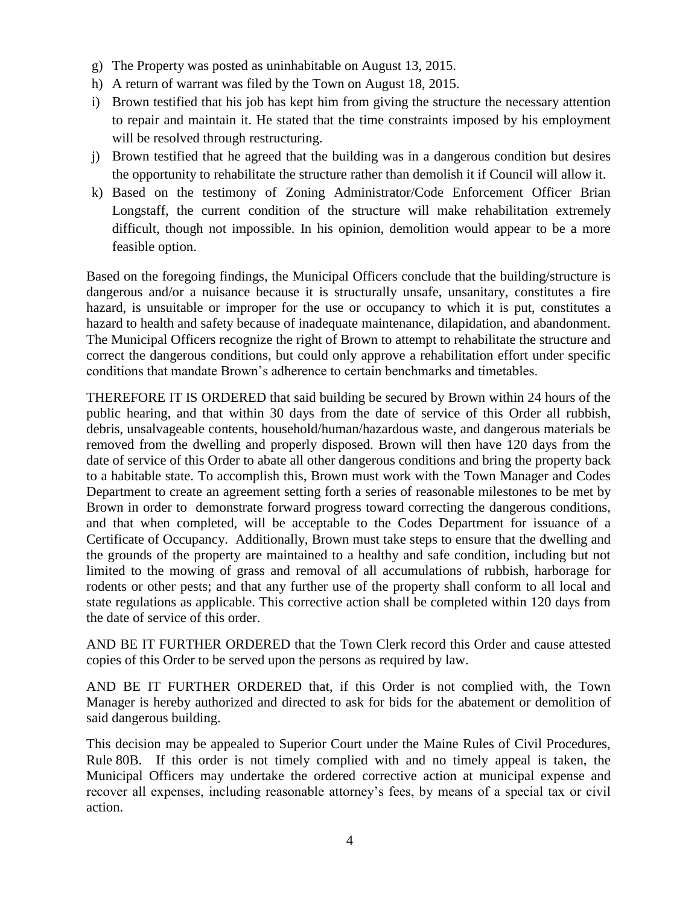g) The Property was posted as uninhabitable on August 13, 2015.
h) A return of warrant was filed by the Town on August 18, 2015.
i) Brown testified that his job has kept him from giving the structure the necessary attention to repair and maintain it. He stated that the time constraints imposed by his employment will be resolved through restructuring.
j) Brown testified that he agreed that the building was in a dangerous condition but desires the opportunity to rehabilitate the structure rather than demolish it if Council will allow it.
k) Based on the testimony of Zoning Administrator/Code Enforcement Officer Brian Longstaff, the current condition of the structure will make rehabilitation extremely difficult, though not impossible. In his opinion, demolition would appear to be a more feasible option.

Based on the foregoing findings, the Municipal Officers conclude that the building/structure is dangerous and/or a nuisance because it is structurally unsafe, unsanitary, constitutes a fire hazard, is unsuitable or improper for the use or occupancy to which it is put, constitutes a hazard to health and safety because of inadequate maintenance, dilapidation, and abandonment. The Municipal Officers recognize the right of Brown to attempt to rehabilitate the structure and correct the dangerous conditions, but could only approve a rehabilitation effort under specific conditions that mandate Brown's adherence to certain benchmarks and timetables.

THEREFORE IT IS ORDERED that said building be secured by Brown within 24 hours of the public hearing, and that within 30 days from the date of service of this Order all rubbish, debris, unsalvageable contents, household/human/hazardous waste, and dangerous materials be removed from the dwelling and properly disposed. Brown will then have 120 days from the date of service of this Order to abate all other dangerous conditions and bring the property back to a habitable state. To accomplish this, Brown must work with the Town Manager and Codes Department to create an agreement setting forth a series of reasonable milestones to be met by Brown in order to demonstrate forward progress toward correcting the dangerous conditions, and that when completed, will be acceptable to the Codes Department for issuance of a Certificate of Occupancy. Additionally, Brown must take steps to ensure that the dwelling and the grounds of the property are maintained to a healthy and safe condition, including but not limited to the mowing of grass and removal of all accumulations of rubbish, harborage for rodents or other pests; and that any further use of the property shall conform to all local and state regulations as applicable. This corrective action shall be completed within 120 days from the date of service of this order.

AND BE IT FURTHER ORDERED that the Town Clerk record this Order and cause attested copies of this Order to be served upon the persons as required by law.

AND BE IT FURTHER ORDERED that, if this Order is not complied with, the Town Manager is hereby authorized and directed to ask for bids for the abatement or demolition of said dangerous building.

This decision may be appealed to Superior Court under the Maine Rules of Civil Procedures, Rule 80B. If this order is not timely complied with and no timely appeal is taken, the Municipal Officers may undertake the ordered corrective action at municipal expense and recover all expenses, including reasonable attorney's fees, by means of a special tax or civil action.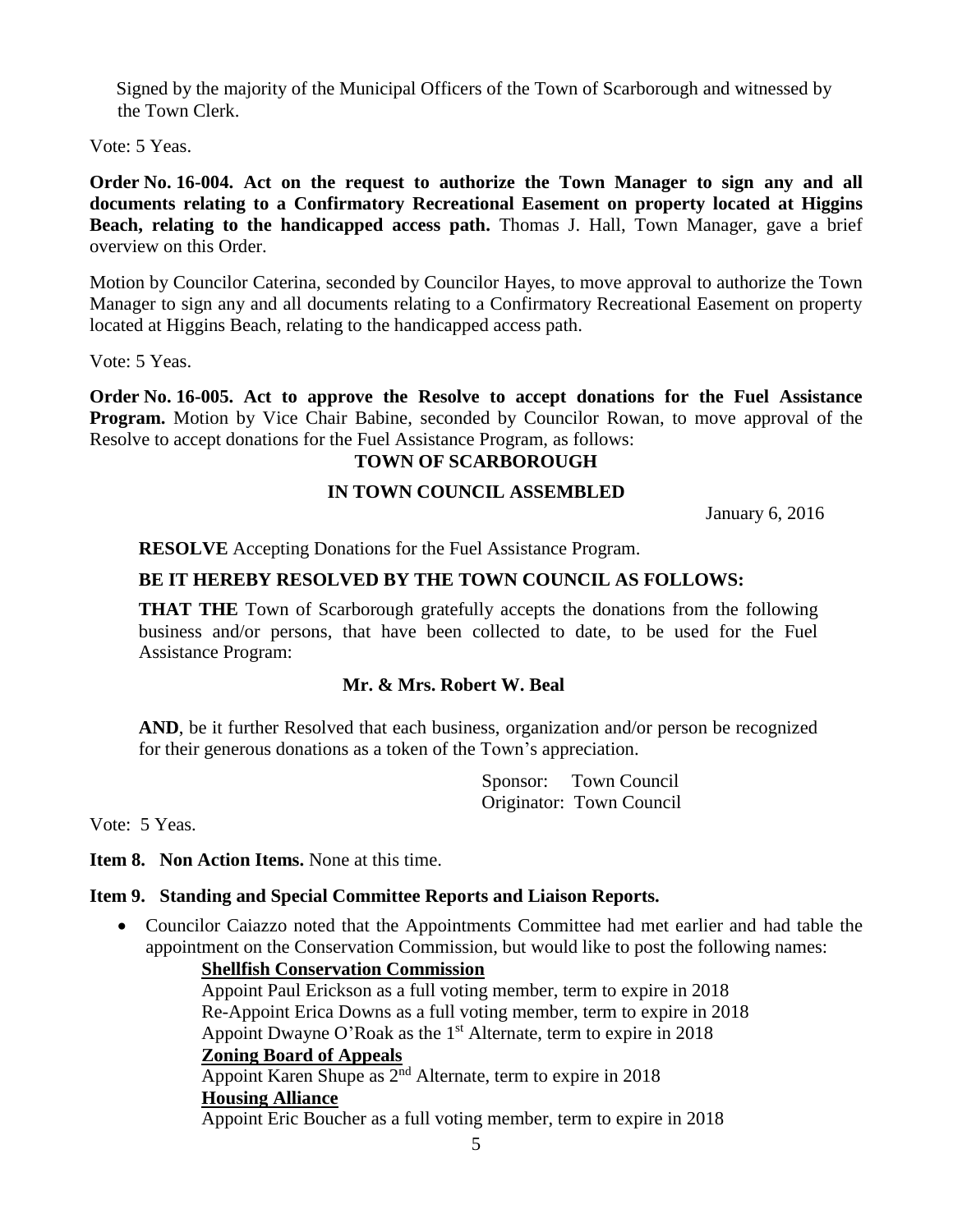Signed by the majority of the Municipal Officers of the Town of Scarborough and witnessed by the Town Clerk.

Vote: 5 Yeas.

**Order No. 16-004. Act on the request to authorize the Town Manager to sign any and all documents relating to a Confirmatory Recreational Easement on property located at Higgins Beach, relating to the handicapped access path.** Thomas J. Hall, Town Manager, gave a brief overview on this Order.

Motion by Councilor Caterina, seconded by Councilor Hayes, to move approval to authorize the Town Manager to sign any and all documents relating to a Confirmatory Recreational Easement on property located at Higgins Beach, relating to the handicapped access path.

Vote: 5 Yeas.

**Order No. 16-005. Act to approve the Resolve to accept donations for the Fuel Assistance Program.** Motion by Vice Chair Babine, seconded by Councilor Rowan, to move approval of the Resolve to accept donations for the Fuel Assistance Program, as follows:

**TOWN OF SCARBOROUGH**

**IN TOWN COUNCIL ASSEMBLED**

January 6, 2016

**RESOLVE** Accepting Donations for the Fuel Assistance Program.

**BE IT HEREBY RESOLVED BY THE TOWN COUNCIL AS FOLLOWS:**

**THAT THE** Town of Scarborough gratefully accepts the donations from the following business and/or persons, that have been collected to date, to be used for the Fuel Assistance Program:

**Mr. & Mrs. Robert W. Beal**

**AND**, be it further Resolved that each business, organization and/or person be recognized for their generous donations as a token of the Town's appreciation.

Sponsor: Town Council
Originator: Town Council

Vote: 5 Yeas.

**Item 8. Non Action Items.** None at this time.

**Item 9. Standing and Special Committee Reports and Liaison Reports.**

- Councilor Caiazzo noted that the Appointments Committee had met earlier and had table the appointment on the Conservation Commission, but would like to post the following names:

  **Shellfish Conservation Commission**
  Appoint Paul Erickson as a full voting member, term to expire in 2018
  Re-Appoint Erica Downs as a full voting member, term to expire in 2018
  Appoint Dwayne O'Roak as the 1st Alternate, term to expire in 2018

  **Zoning Board of Appeals**
  Appoint Karen Shupe as 2nd Alternate, term to expire in 2018

  **Housing Alliance**
  Appoint Eric Boucher as a full voting member, term to expire in 2018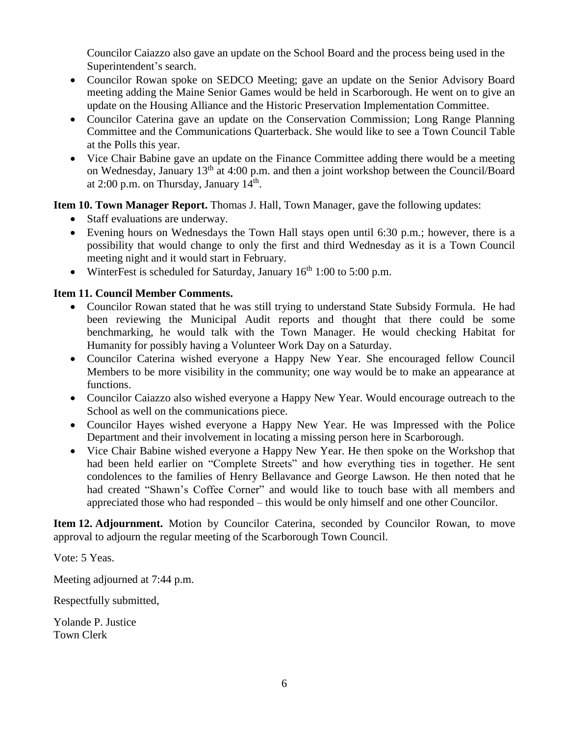Councilor Caiazzo also gave an update on the School Board and the process being used in the Superintendent's search.

- Councilor Rowan spoke on SEDCO Meeting; gave an update on the Senior Advisory Board meeting adding the Maine Senior Games would be held in Scarborough. He went on to give an update on the Housing Alliance and the Historic Preservation Implementation Committee.
- Councilor Caterina gave an update on the Conservation Commission; Long Range Planning Committee and the Communications Quarterback. She would like to see a Town Council Table at the Polls this year.
- Vice Chair Babine gave an update on the Finance Committee adding there would be a meeting on Wednesday, January 13th at 4:00 p.m. and then a joint workshop between the Council/Board at 2:00 p.m. on Thursday, January 14th.

**Item 10. Town Manager Report.** Thomas J. Hall, Town Manager, gave the following updates:

- Staff evaluations are underway.
- Evening hours on Wednesdays the Town Hall stays open until 6:30 p.m.; however, there is a possibility that would change to only the first and third Wednesday as it is a Town Council meeting night and it would start in February.
- WinterFest is scheduled for Saturday, January 16th 1:00 to 5:00 p.m.

**Item 11. Council Member Comments.**

- Councilor Rowan stated that he was still trying to understand State Subsidy Formula. He had been reviewing the Municipal Audit reports and thought that there could be some benchmarking, he would talk with the Town Manager. He would checking Habitat for Humanity for possibly having a Volunteer Work Day on a Saturday.
- Councilor Caterina wished everyone a Happy New Year. She encouraged fellow Council Members to be more visibility in the community; one way would be to make an appearance at functions.
- Councilor Caiazzo also wished everyone a Happy New Year. Would encourage outreach to the School as well on the communications piece.
- Councilor Hayes wished everyone a Happy New Year. He was Impressed with the Police Department and their involvement in locating a missing person here in Scarborough.
- Vice Chair Babine wished everyone a Happy New Year. He then spoke on the Workshop that had been held earlier on "Complete Streets" and how everything ties in together. He sent condolences to the families of Henry Bellavance and George Lawson. He then noted that he had created "Shawn's Coffee Corner" and would like to touch base with all members and appreciated those who had responded – this would be only himself and one other Councilor.

**Item 12. Adjournment.** Motion by Councilor Caterina, seconded by Councilor Rowan, to move approval to adjourn the regular meeting of the Scarborough Town Council.

Vote: 5 Yeas.

Meeting adjourned at 7:44 p.m.

Respectfully submitted,

Yolande P. Justice
Town Clerk